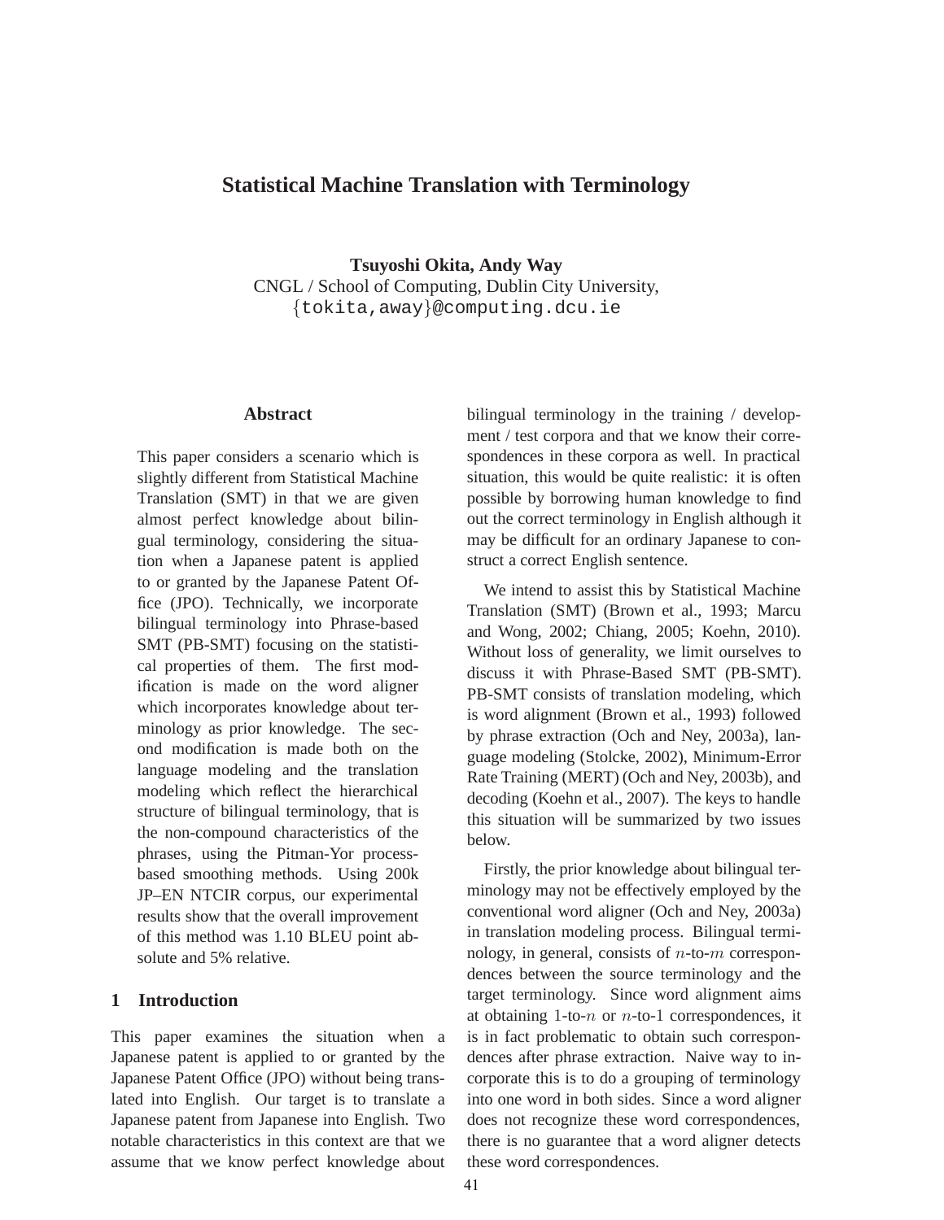# Statistical Machine Translation with Terminology

**Tsuyoshi Okita, Andy Way**
CNGL / School of Computing, Dublin City University,
{tokita,away}@computing.dcu.ie

## Abstract

This paper considers a scenario which is slightly different from Statistical Machine Translation (SMT) in that we are given almost perfect knowledge about bilingual terminology, considering the situation when a Japanese patent is applied to or granted by the Japanese Patent Office (JPO). Technically, we incorporate bilingual terminology into Phrase-based SMT (PB-SMT) focusing on the statistical properties of them. The first modification is made on the word aligner which incorporates knowledge about terminology as prior knowledge. The second modification is made both on the language modeling and the translation modeling which reflect the hierarchical structure of bilingual terminology, that is the non-compound characteristics of the phrases, using the Pitman-Yor process-based smoothing methods. Using 200k JP–EN NTCIR corpus, our experimental results show that the overall improvement of this method was 1.10 BLEU point absolute and 5% relative.

## 1 Introduction

This paper examines the situation when a Japanese patent is applied to or granted by the Japanese Patent Office (JPO) without being translated into English. Our target is to translate a Japanese patent from Japanese into English. Two notable characteristics in this context are that we assume that we know perfect knowledge about bilingual terminology in the training / development / test corpora and that we know their correspondences in these corpora as well. In practical situation, this would be quite realistic: it is often possible by borrowing human knowledge to find out the correct terminology in English although it may be difficult for an ordinary Japanese to construct a correct English sentence.

We intend to assist this by Statistical Machine Translation (SMT) (Brown et al., 1993; Marcu and Wong, 2002; Chiang, 2005; Koehn, 2010). Without loss of generality, we limit ourselves to discuss it with Phrase-Based SMT (PB-SMT). PB-SMT consists of translation modeling, which is word alignment (Brown et al., 1993) followed by phrase extraction (Och and Ney, 2003a), language modeling (Stolcke, 2002), Minimum-Error Rate Training (MERT) (Och and Ney, 2003b), and decoding (Koehn et al., 2007). The keys to handle this situation will be summarized by two issues below.

Firstly, the prior knowledge about bilingual terminology may not be effectively employed by the conventional word aligner (Och and Ney, 2003a) in translation modeling process. Bilingual terminology, in general, consists of $n$-to-$m$ correspondences between the source terminology and the target terminology. Since word alignment aims at obtaining 1-to-$n$ or $n$-to-1 correspondences, it is in fact problematic to obtain such correspondences after phrase extraction. Naive way to incorporate this is to do a grouping of terminology into one word in both sides. Since a word aligner does not recognize these word correspondences, there is no guarantee that a word aligner detects these word correspondences.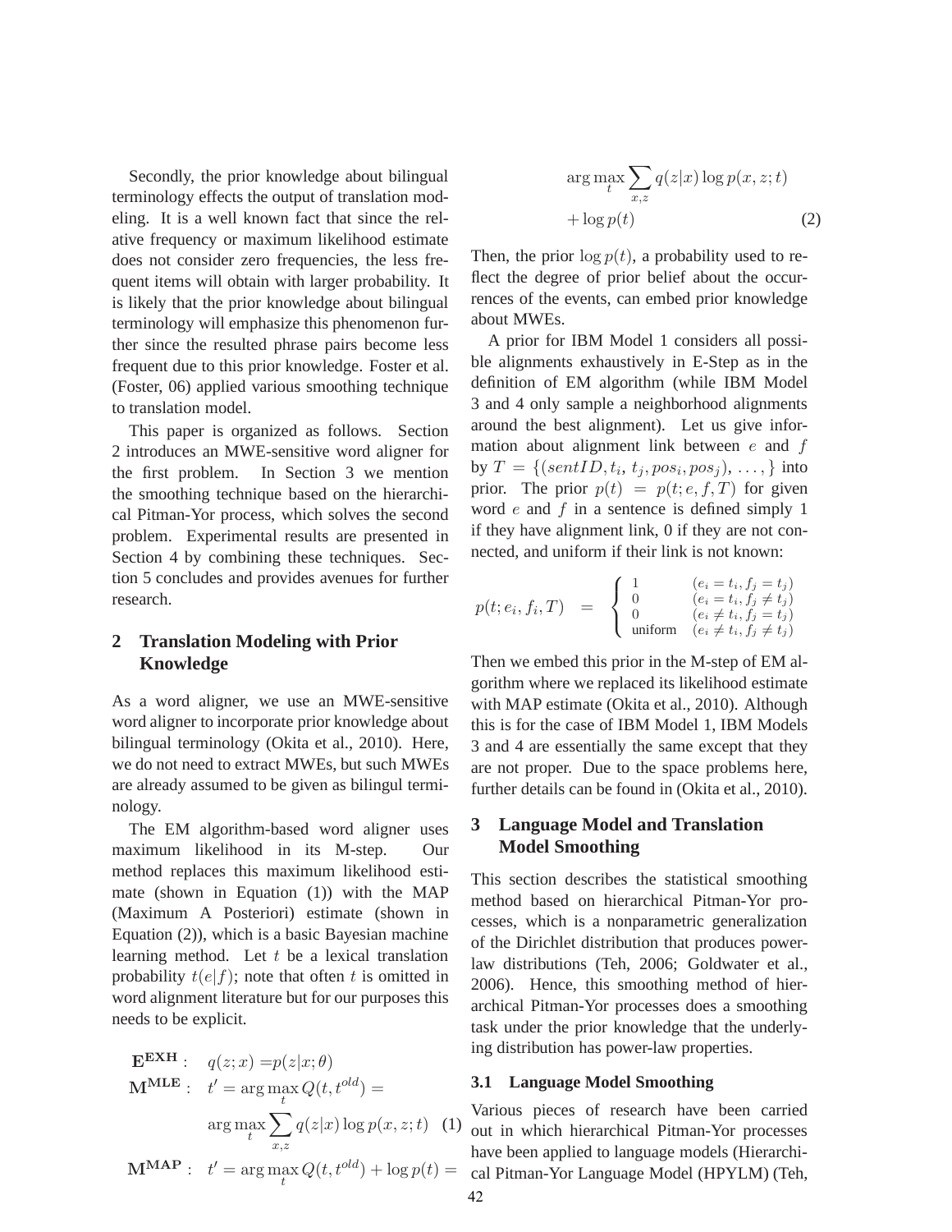Secondly, the prior knowledge about bilingual terminology effects the output of translation modeling. It is a well known fact that since the relative frequency or maximum likelihood estimate does not consider zero frequencies, the less frequent items will obtain with larger probability. It is likely that the prior knowledge about bilingual terminology will emphasize this phenomenon further since the resulted phrase pairs become less frequent due to this prior knowledge. Foster et al. (Foster, 06) applied various smoothing technique to translation model.

This paper is organized as follows. Section 2 introduces an MWE-sensitive word aligner for the first problem. In Section 3 we mention the smoothing technique based on the hierarchical Pitman-Yor process, which solves the second problem. Experimental results are presented in Section 4 by combining these techniques. Section 5 concludes and provides avenues for further research.

## 2 Translation Modeling with Prior Knowledge

As a word aligner, we use an MWE-sensitive word aligner to incorporate prior knowledge about bilingual terminology (Okita et al., 2010). Here, we do not need to extract MWEs, but such MWEs are already assumed to be given as bilingul terminology.

The EM algorithm-based word aligner uses maximum likelihood in its M-step. Our method replaces this maximum likelihood estimate (shown in Equation (1)) with the MAP (Maximum A Posteriori) estimate (shown in Equation (2)), which is a basic Bayesian machine learning method. Let $t$ be a lexical translation probability $t(e|f)$; note that often $t$ is omitted in word alignment literature but for our purposes this needs to be explicit.

$$\mathbf{E}^{\mathbf{EXH}}: \quad q(z;x) = p(z|x;\theta)$$

$$\mathbf{M}^{\mathbf{MLE}}: \quad t' = \arg\max_t Q(t, t^{old}) = \arg\max_t \sum_{x,z} q(z|x) \log p(x,z;t) \quad (1)$$

$$\mathbf{M}^{\mathbf{MAP}}: \quad t' = \arg\max_t Q(t, t^{old}) + \log p(t) = \arg\max_t \sum_{x,z} q(z|x) \log p(x,z;t) + \log p(t) \quad (2)$$

Then, the prior $\log p(t)$, a probability used to reflect the degree of prior belief about the occurrences of the events, can embed prior knowledge about MWEs.

A prior for IBM Model 1 considers all possible alignments exhaustively in E-Step as in the definition of EM algorithm (while IBM Model 3 and 4 only sample a neighborhood alignments around the best alignment). Let us give information about alignment link between $e$ and $f$ by $T = \{(sentID, t_i, t_j, pos_i, pos_j), \ldots, \}$ into prior. The prior $p(t) = p(t; e, f, T)$ for given word $e$ and $f$ in a sentence is defined simply 1 if they have alignment link, 0 if they are not connected, and uniform if their link is not known:

$$p(t; e_i, f_i, T) = \begin{cases} 1 & (e_i = t_i, f_j = t_j) \\ 0 & (e_i = t_i, f_j \neq t_j) \\ 0 & (e_i \neq t_i, f_j = t_j) \\ \text{uniform} & (e_i \neq t_i, f_j \neq t_j) \end{cases}$$

Then we embed this prior in the M-step of EM algorithm where we replaced its likelihood estimate with MAP estimate (Okita et al., 2010). Although this is for the case of IBM Model 1, IBM Models 3 and 4 are essentially the same except that they are not proper. Due to the space problems here, further details can be found in (Okita et al., 2010).

## 3 Language Model and Translation Model Smoothing

This section describes the statistical smoothing method based on hierarchical Pitman-Yor processes, which is a nonparametric generalization of the Dirichlet distribution that produces power-law distributions (Teh, 2006; Goldwater et al., 2006). Hence, this smoothing method of hierarchical Pitman-Yor processes does a smoothing task under the prior knowledge that the underlying distribution has power-law properties.

### 3.1 Language Model Smoothing

Various pieces of research have been carried out in which hierarchical Pitman-Yor processes have been applied to language models (Hierarchical Pitman-Yor Language Model (HPYLM) (Teh,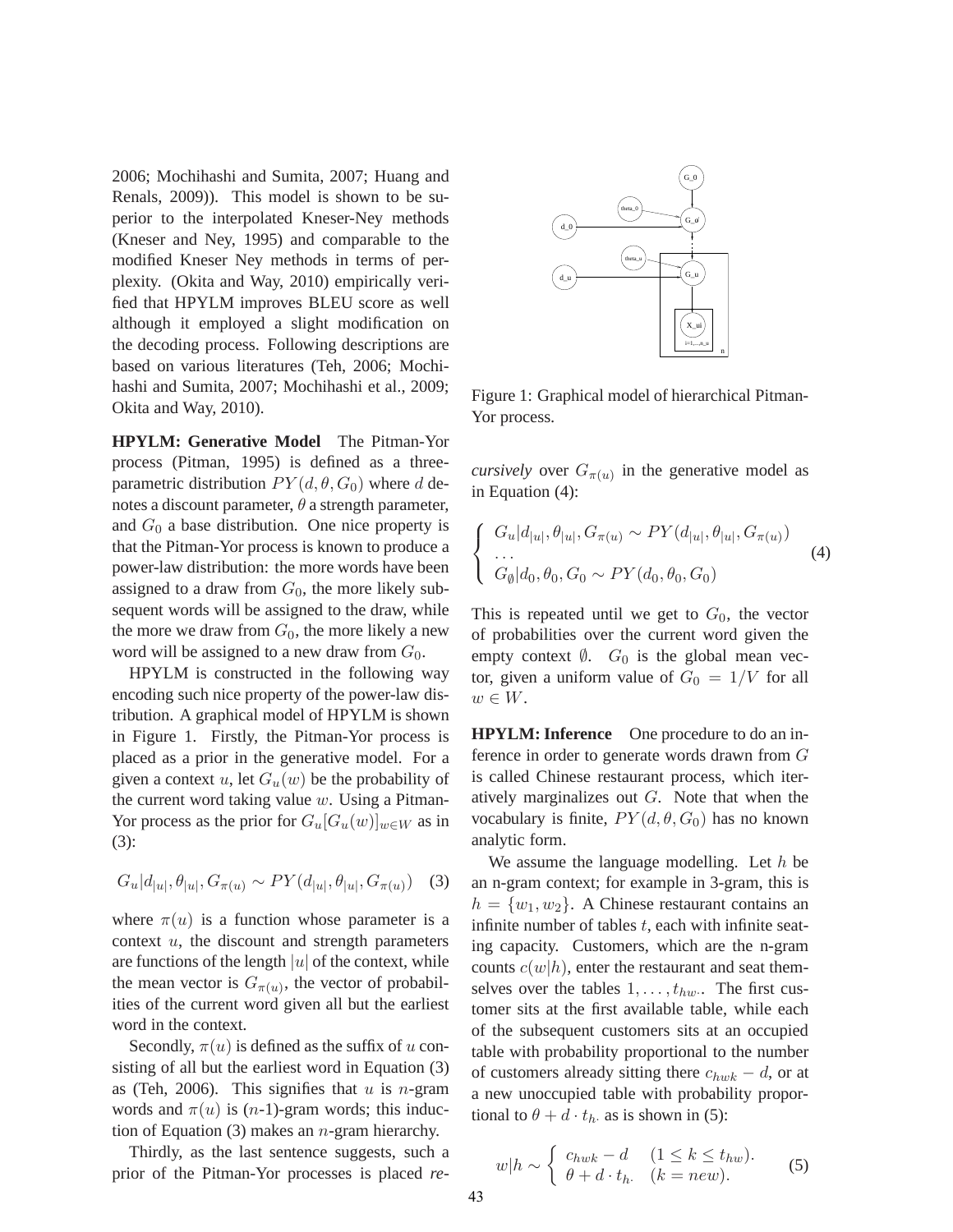2006; Mochihashi and Sumita, 2007; Huang and Renals, 2009)). This model is shown to be superior to the interpolated Kneser-Ney methods (Kneser and Ney, 1995) and comparable to the modified Kneser Ney methods in terms of perplexity. (Okita and Way, 2010) empirically verified that HPYLM improves BLEU score as well although it employed a slight modification on the decoding process. Following descriptions are based on various literatures (Teh, 2006; Mochihashi and Sumita, 2007; Mochihashi et al., 2009; Okita and Way, 2010).

**HPYLM: Generative Model** The Pitman-Yor process (Pitman, 1995) is defined as a three-parametric distribution $PY(d, \theta, G_0)$ where $d$ denotes a discount parameter, $\theta$ a strength parameter, and $G_0$ a base distribution. One nice property is that the Pitman-Yor process is known to produce a power-law distribution: the more words have been assigned to a draw from $G_0$, the more likely subsequent words will be assigned to the draw, while the more we draw from $G_0$, the more likely a new word will be assigned to a new draw from $G_0$.

HPYLM is constructed in the following way encoding such nice property of the power-law distribution. A graphical model of HPYLM is shown in Figure 1. Firstly, the Pitman-Yor process is placed as a prior in the generative model. For a given a context $u$, let $G_u(w)$ be the probability of the current word taking value $w$. Using a Pitman-Yor process as the prior for $G_u[G_u(w)]_{w \in W}$ as in (3):

$$G_u | d_{|u|}, \theta_{|u|}, G_{\pi(u)} \sim PY(d_{|u|}, \theta_{|u|}, G_{\pi(u)}) \quad (3)$$

where $\pi(u)$ is a function whose parameter is a context $u$, the discount and strength parameters are functions of the length $|u|$ of the context, while the mean vector is $G_{\pi(u)}$, the vector of probabilities of the current word given all but the earliest word in the context.

Secondly, $\pi(u)$ is defined as the suffix of $u$ consisting of all but the earliest word in Equation (3) as (Teh, 2006). This signifies that $u$ is $n$-gram words and $\pi(u)$ is ($n$-1)-gram words; this induction of Equation (3) makes an $n$-gram hierarchy.

Thirdly, as the last sentence suggests, such a prior of the Pitman-Yor processes is placed *recursively* over $G_{\pi(u)}$ in the generative model as in Equation (4):

Figure 1: Graphical model of hierarchical Pitman-Yor process.

$$\left\{ \begin{array}{l} G_u | d_{|u|}, \theta_{|u|}, G_{\pi(u)} \sim PY(d_{|u|}, \theta_{|u|}, G_{\pi(u)}) \\ \ldots \\ G_{\emptyset} | d_0, \theta_0, G_0 \sim PY(d_0, \theta_0, G_0) \end{array} \right. \quad (4)$$

This is repeated until we get to $G_0$, the vector of probabilities over the current word given the empty context $\emptyset$. $G_0$ is the global mean vector, given a uniform value of $G_0 = 1/V$ for all $w \in W$.

**HPYLM: Inference** One procedure to do an inference in order to generate words drawn from $G$ is called Chinese restaurant process, which iteratively marginalizes out $G$. Note that when the vocabulary is finite, $PY(d, \theta, G_0)$ has no known analytic form.

We assume the language modelling. Let $h$ be an n-gram context; for example in 3-gram, this is $h = \{w_1, w_2\}$. A Chinese restaurant contains an infinite number of tables $t$, each with infinite seating capacity. Customers, which are the n-gram counts $c(w|h)$, enter the restaurant and seat themselves over the tables $1, \ldots, t_{hw\cdot}$. The first customer sits at the first available table, while each of the subsequent customers sits at an occupied table with probability proportional to the number of customers already sitting there $c_{hwk} - d$, or at a new unoccupied table with probability proportional to $\theta + d \cdot t_{h\cdot}$ as is shown in (5):

$$w|h \sim \left\{ \begin{array}{ll} c_{hwk} - d & (1 \leq k \leq t_{hw}). \\ \theta + d \cdot t_{h\cdot} & (k = new). \end{array} \right. \quad (5)$$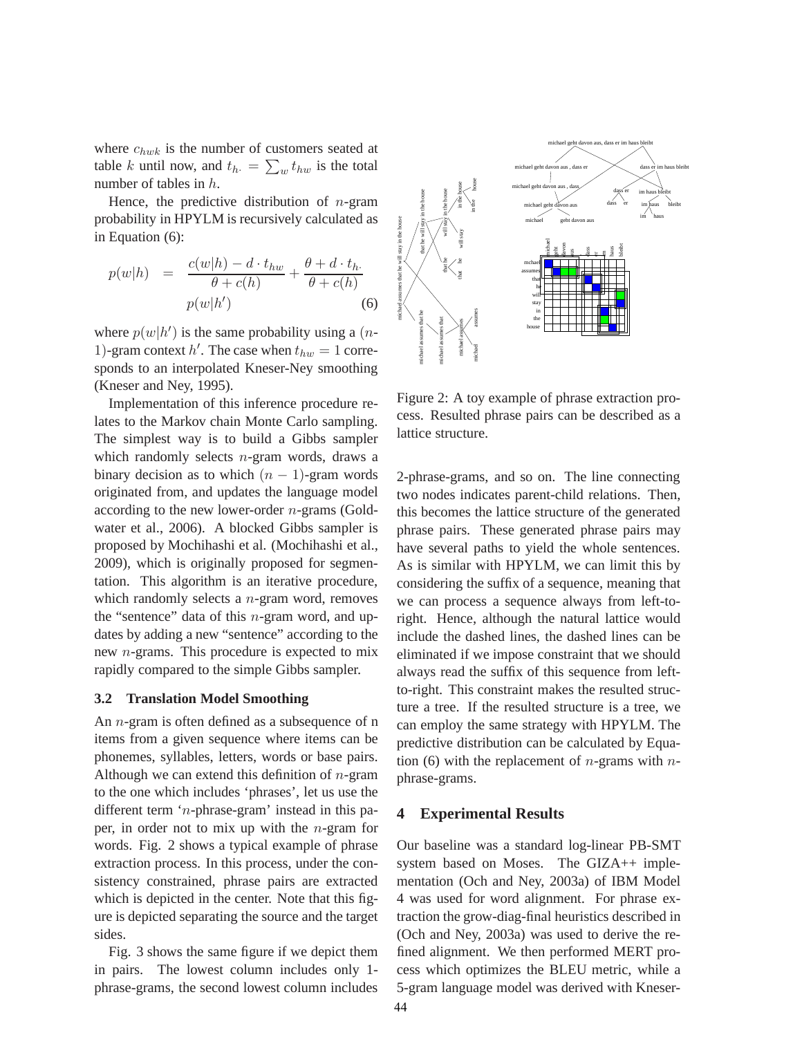where $c_{hwk}$ is the number of customers seated at table $k$ until now, and $t_{h\cdot} = \sum_w t_{hw}$ is the total number of tables in $h$.

Hence, the predictive distribution of $n$-gram probability in HPYLM is recursively calculated as in Equation (6):

$$p(w|h) = \frac{c(w|h) - d \cdot t_{hw}}{\theta + c(h)} + \frac{\theta + d \cdot t_{h\cdot}}{\theta + c(h)} p(w|h') \quad (6)$$

where $p(w|h')$ is the same probability using a $(n-1)$-gram context $h'$. The case when $t_{hw} = 1$ corresponds to an interpolated Kneser-Ney smoothing (Kneser and Ney, 1995).

Implementation of this inference procedure relates to the Markov chain Monte Carlo sampling. The simplest way is to build a Gibbs sampler which randomly selects $n$-gram words, draws a binary decision as to which $(n-1)$-gram words originated from, and updates the language model according to the new lower-order $n$-grams (Goldwater et al., 2006). A blocked Gibbs sampler is proposed by Mochihashi et al. (Mochihashi et al., 2009), which is originally proposed for segmentation. This algorithm is an iterative procedure, which randomly selects a $n$-gram word, removes the "sentence" data of this $n$-gram word, and updates by adding a new "sentence" according to the new $n$-grams. This procedure is expected to mix rapidly compared to the simple Gibbs sampler.

### 3.2 Translation Model Smoothing

An $n$-gram is often defined as a subsequence of n items from a given sequence where items can be phonemes, syllables, letters, words or base pairs. Although we can extend this definition of $n$-gram to the one which includes 'phrases', let us use the different term '$n$-phrase-gram' instead in this paper, in order not to mix up with the $n$-gram for words. Fig. 2 shows a typical example of phrase extraction process. In this process, under the consistency constrained, phrase pairs are extracted which is depicted in the center. Note that this figure is depicted separating the source and the target sides.

Fig. 3 shows the same figure if we depict them in pairs. The lowest column includes only 1-phrase-grams, the second lowest column includes 2-phrase-grams, and so on. The line connecting two nodes indicates parent-child relations. Then, this becomes the lattice structure of the generated phrase pairs. These generated phrase pairs may have several paths to yield the whole sentences. As is similar with HPYLM, we can limit this by considering the suffix of a sequence, meaning that we can process a sequence always from left-to-right. Hence, although the natural lattice would include the dashed lines, the dashed lines can be eliminated if we impose constraint that we should always read the suffix of this sequence from left-to-right. This constraint makes the resulted structure a tree. If the resulted structure is a tree, we can employ the same strategy with HPYLM. The predictive distribution can be calculated by Equation (6) with the replacement of $n$-grams with $n$-phrase-grams.

Figure 2: A toy example of phrase extraction process. Resulted phrase pairs can be described as a lattice structure.

## 4 Experimental Results

Our baseline was a standard log-linear PB-SMT system based on Moses. The GIZA++ implementation (Och and Ney, 2003a) of IBM Model 4 was used for word alignment. For phrase extraction the grow-diag-final heuristics described in (Och and Ney, 2003a) was used to derive the refined alignment. We then performed MERT process which optimizes the BLEU metric, while a 5-gram language model was derived with Kneser-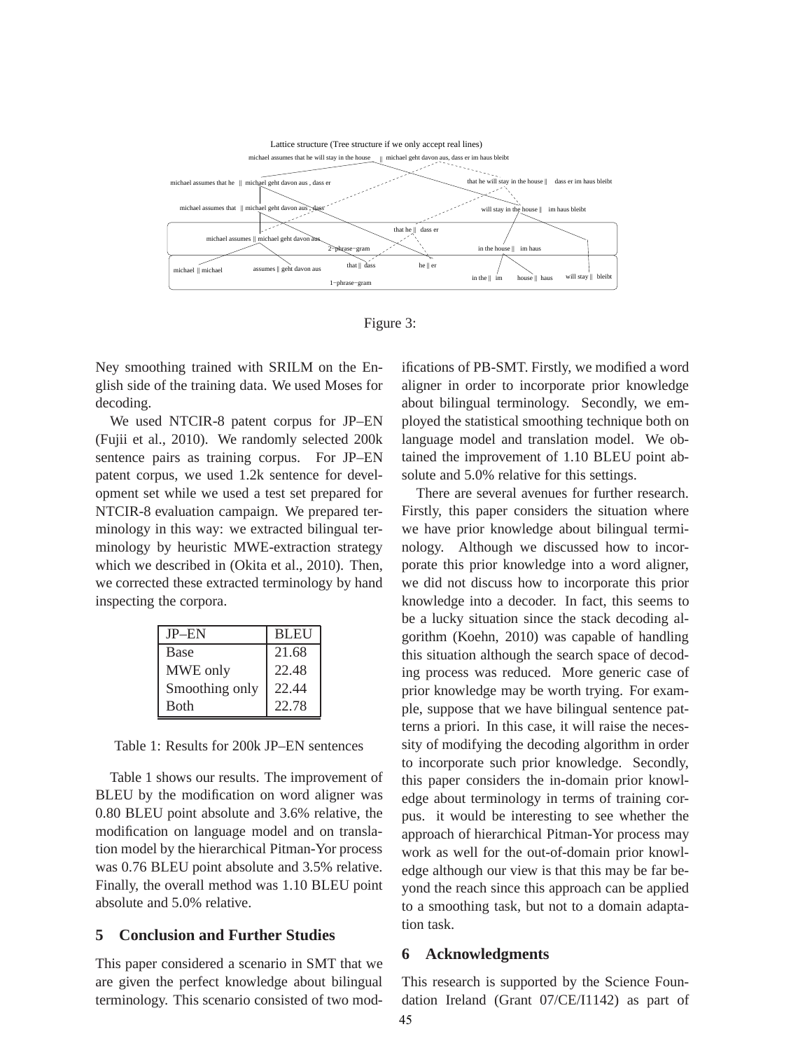Figure 3:

Ney smoothing trained with SRILM on the English side of the training data. We used Moses for decoding.

We used NTCIR-8 patent corpus for JP–EN (Fujii et al., 2010). We randomly selected 200k sentence pairs as training corpus. For JP–EN patent corpus, we used 1.2k sentence for development set while we used a test set prepared for NTCIR-8 evaluation campaign. We prepared terminology in this way: we extracted bilingual terminology by heuristic MWE-extraction strategy which we described in (Okita et al., 2010). Then, we corrected these extracted terminology by hand inspecting the corpora.

| JP–EN | BLEU |
|---|---|
| Base | 21.68 |
| MWE only | 22.48 |
| Smoothing only | 22.44 |
| Both | 22.78 |

Table 1: Results for 200k JP–EN sentences

Table 1 shows our results. The improvement of BLEU by the modification on word aligner was 0.80 BLEU point absolute and 3.6% relative, the modification on language model and on translation model by the hierarchical Pitman-Yor process was 0.76 BLEU point absolute and 3.5% relative. Finally, the overall method was 1.10 BLEU point absolute and 5.0% relative.

## 5 Conclusion and Further Studies

This paper considered a scenario in SMT that we are given the perfect knowledge about bilingual terminology. This scenario consisted of two modifications of PB-SMT. Firstly, we modified a word aligner in order to incorporate prior knowledge about bilingual terminology. Secondly, we employed the statistical smoothing technique both on language model and translation model. We obtained the improvement of 1.10 BLEU point absolute and 5.0% relative for this settings.

There are several avenues for further research. Firstly, this paper considers the situation where we have prior knowledge about bilingual terminology. Although we discussed how to incorporate this prior knowledge into a word aligner, we did not discuss how to incorporate this prior knowledge into a decoder. In fact, this seems to be a lucky situation since the stack decoding algorithm (Koehn, 2010) was capable of handling this situation although the search space of decoding process was reduced. More generic case of prior knowledge may be worth trying. For example, suppose that we have bilingual sentence patterns a priori. In this case, it will raise the necessity of modifying the decoding algorithm in order to incorporate such prior knowledge. Secondly, this paper considers the in-domain prior knowledge about terminology in terms of training corpus. it would be interesting to see whether the approach of hierarchical Pitman-Yor process may work as well for the out-of-domain prior knowledge although our view is that this may be far beyond the reach since this approach can be applied to a smoothing task, but not to a domain adaptation task.

## 6 Acknowledgments

This research is supported by the Science Foundation Ireland (Grant 07/CE/I1142) as part of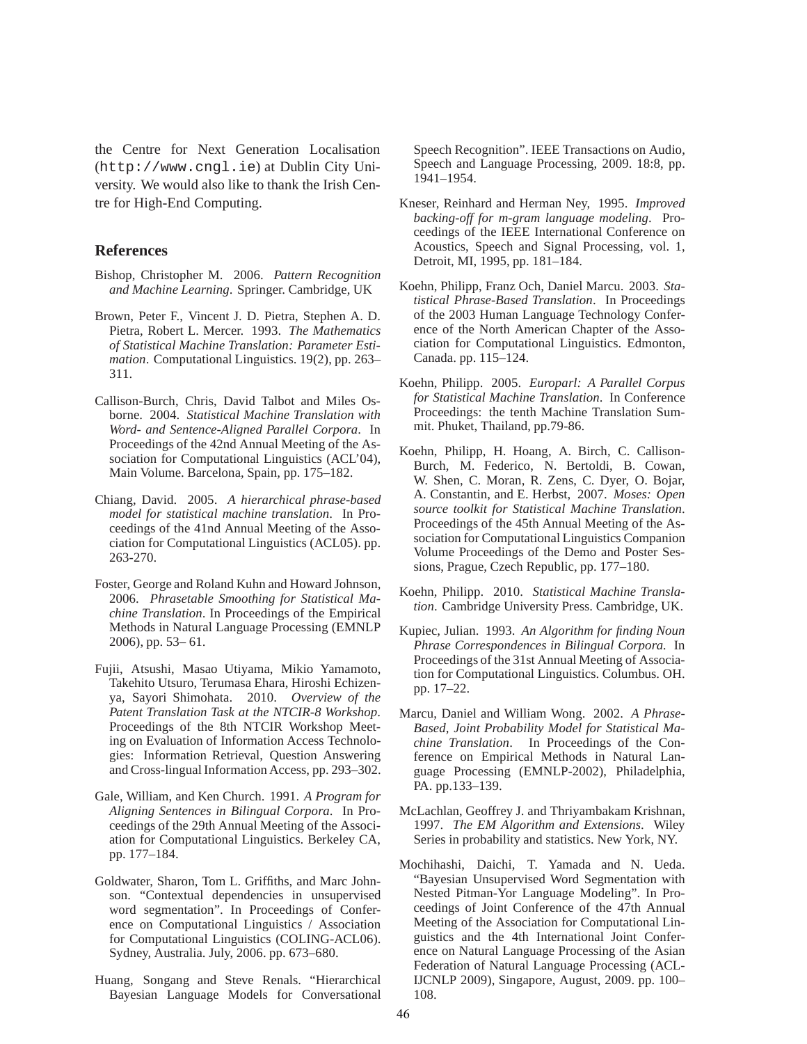the Centre for Next Generation Localisation (http://www.cngl.ie) at Dublin City University. We would also like to thank the Irish Centre for High-End Computing.

## References

Bishop, Christopher M. 2006. *Pattern Recognition and Machine Learning*. Springer. Cambridge, UK

Brown, Peter F., Vincent J. D. Pietra, Stephen A. D. Pietra, Robert L. Mercer. 1993. *The Mathematics of Statistical Machine Translation: Parameter Estimation*. Computational Linguistics. 19(2), pp. 263–311.

Callison-Burch, Chris, David Talbot and Miles Osborne. 2004. *Statistical Machine Translation with Word- and Sentence-Aligned Parallel Corpora*. In Proceedings of the 42nd Annual Meeting of the Association for Computational Linguistics (ACL'04), Main Volume. Barcelona, Spain, pp. 175–182.

Chiang, David. 2005. *A hierarchical phrase-based model for statistical machine translation*. In Proceedings of the 41nd Annual Meeting of the Association for Computational Linguistics (ACL05). pp. 263-270.

Foster, George and Roland Kuhn and Howard Johnson, 2006. *Phrasetable Smoothing for Statistical Machine Translation*. In Proceedings of the Empirical Methods in Natural Language Processing (EMNLP 2006), pp. 53– 61.

Fujii, Atsushi, Masao Utiyama, Mikio Yamamoto, Takehito Utsuro, Terumasa Ehara, Hiroshi Echizenya, Sayori Shimohata. 2010. *Overview of the Patent Translation Task at the NTCIR-8 Workshop*. Proceedings of the 8th NTCIR Workshop Meeting on Evaluation of Information Access Technologies: Information Retrieval, Question Answering and Cross-lingual Information Access, pp. 293–302.

Gale, William, and Ken Church. 1991. *A Program for Aligning Sentences in Bilingual Corpora*. In Proceedings of the 29th Annual Meeting of the Association for Computational Linguistics. Berkeley CA, pp. 177–184.

Goldwater, Sharon, Tom L. Griffiths, and Marc Johnson. "Contextual dependencies in unsupervised word segmentation". In Proceedings of Conference on Computational Linguistics / Association for Computational Linguistics (COLING-ACL06). Sydney, Australia. July, 2006. pp. 673–680.

Huang, Songang and Steve Renals. "Hierarchical Bayesian Language Models for Conversational Speech Recognition". IEEE Transactions on Audio, Speech and Language Processing, 2009. 18:8, pp. 1941–1954.

Kneser, Reinhard and Herman Ney, 1995. *Improved backing-off for m-gram language modeling*. Proceedings of the IEEE International Conference on Acoustics, Speech and Signal Processing, vol. 1, Detroit, MI, 1995, pp. 181–184.

Koehn, Philipp, Franz Och, Daniel Marcu. 2003. *Statistical Phrase-Based Translation*. In Proceedings of the 2003 Human Language Technology Conference of the North American Chapter of the Association for Computational Linguistics. Edmonton, Canada. pp. 115–124.

Koehn, Philipp. 2005. *Europarl: A Parallel Corpus for Statistical Machine Translation*. In Conference Proceedings: the tenth Machine Translation Summit. Phuket, Thailand, pp.79-86.

Koehn, Philipp, H. Hoang, A. Birch, C. Callison-Burch, M. Federico, N. Bertoldi, B. Cowan, W. Shen, C. Moran, R. Zens, C. Dyer, O. Bojar, A. Constantin, and E. Herbst, 2007. *Moses: Open source toolkit for Statistical Machine Translation*. Proceedings of the 45th Annual Meeting of the Association for Computational Linguistics Companion Volume Proceedings of the Demo and Poster Sessions, Prague, Czech Republic, pp. 177–180.

Koehn, Philipp. 2010. *Statistical Machine Translation*. Cambridge University Press. Cambridge, UK.

Kupiec, Julian. 1993. *An Algorithm for finding Noun Phrase Correspondences in Bilingual Corpora*. In Proceedings of the 31st Annual Meeting of Association for Computational Linguistics. Columbus. OH. pp. 17–22.

Marcu, Daniel and William Wong. 2002. *A Phrase-Based, Joint Probability Model for Statistical Machine Translation*. In Proceedings of the Conference on Empirical Methods in Natural Language Processing (EMNLP-2002), Philadelphia, PA. pp.133–139.

McLachlan, Geoffrey J. and Thriyambakam Krishnan, 1997. *The EM Algorithm and Extensions*. Wiley Series in probability and statistics. New York, NY.

Mochihashi, Daichi, T. Yamada and N. Ueda. "Bayesian Unsupervised Word Segmentation with Nested Pitman-Yor Language Modeling". In Proceedings of Joint Conference of the 47th Annual Meeting of the Association for Computational Linguistics and the 4th International Joint Conference on Natural Language Processing of the Asian Federation of Natural Language Processing (ACL-IJCNLP 2009), Singapore, August, 2009. pp. 100–108.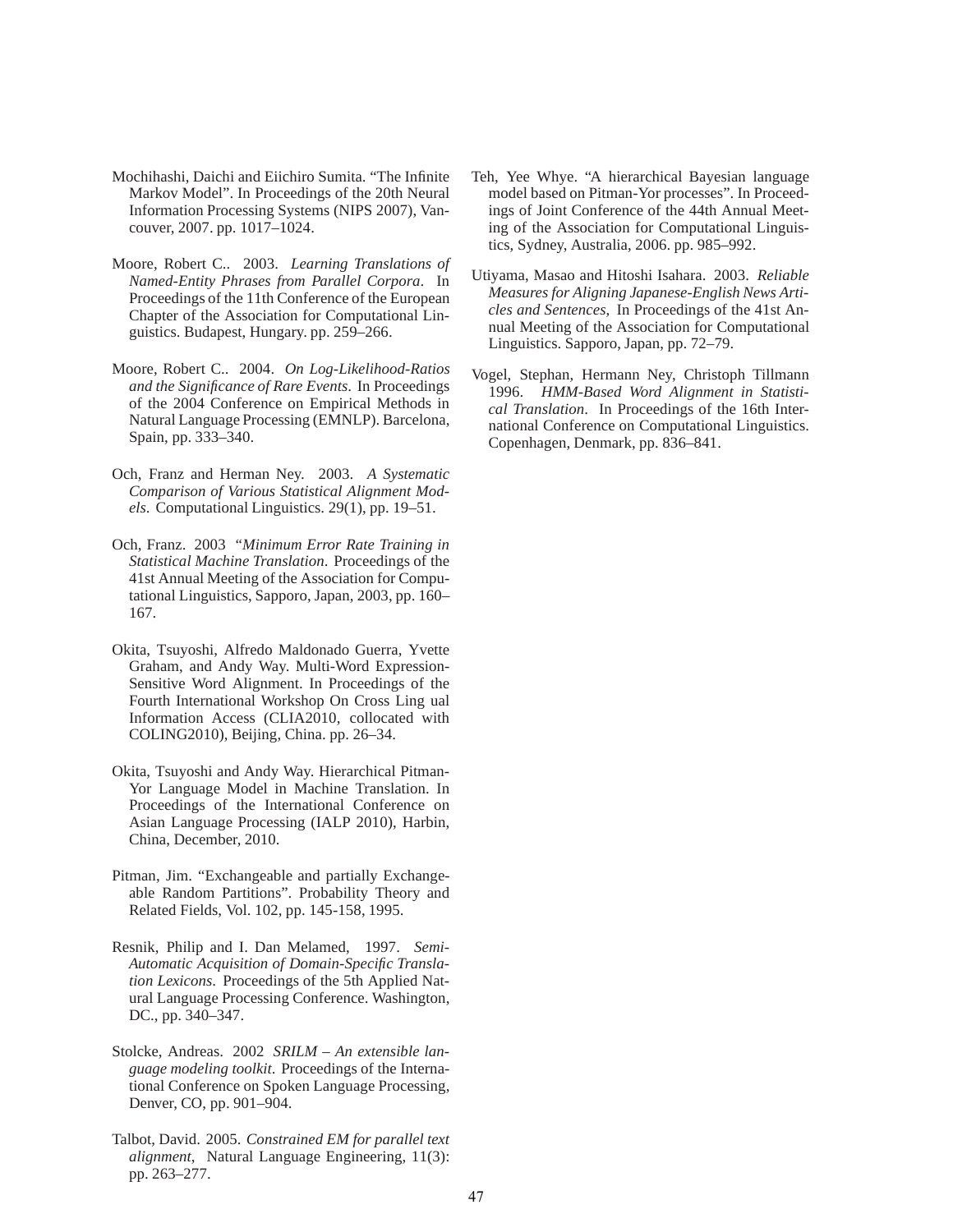Mochihashi, Daichi and Eiichiro Sumita. "The Infinite Markov Model". In Proceedings of the 20th Neural Information Processing Systems (NIPS 2007), Vancouver, 2007. pp. 1017–1024.

Moore, Robert C.. 2003. *Learning Translations of Named-Entity Phrases from Parallel Corpora*. In Proceedings of the 11th Conference of the European Chapter of the Association for Computational Linguistics. Budapest, Hungary. pp. 259–266.

Moore, Robert C.. 2004. *On Log-Likelihood-Ratios and the Significance of Rare Events.* In Proceedings of the 2004 Conference on Empirical Methods in Natural Language Processing (EMNLP). Barcelona, Spain, pp. 333–340.

Och, Franz and Herman Ney. 2003. *A Systematic Comparison of Various Statistical Alignment Models*. Computational Linguistics. 29(1), pp. 19–51.

Och, Franz. 2003 "*Minimum Error Rate Training in Statistical Machine Translation*. Proceedings of the 41st Annual Meeting of the Association for Computational Linguistics, Sapporo, Japan, 2003, pp. 160–167.

Okita, Tsuyoshi, Alfredo Maldonado Guerra, Yvette Graham, and Andy Way. Multi-Word Expression-Sensitive Word Alignment. In Proceedings of the Fourth International Workshop On Cross Ling ual Information Access (CLIA2010, collocated with COLING2010), Beijing, China. pp. 26–34.

Okita, Tsuyoshi and Andy Way. Hierarchical Pitman-Yor Language Model in Machine Translation. In Proceedings of the International Conference on Asian Language Processing (IALP 2010), Harbin, China, December, 2010.

Pitman, Jim. "Exchangeable and partially Exchangeable Random Partitions". Probability Theory and Related Fields, Vol. 102, pp. 145-158, 1995.

Resnik, Philip and I. Dan Melamed, 1997. *Semi-Automatic Acquisition of Domain-Specific Translation Lexicons*. Proceedings of the 5th Applied Natural Language Processing Conference. Washington, DC., pp. 340–347.

Stolcke, Andreas. 2002 *SRILM – An extensible language modeling toolkit*. Proceedings of the International Conference on Spoken Language Processing, Denver, CO, pp. 901–904.

Talbot, David. 2005. *Constrained EM for parallel text alignment*, Natural Language Engineering, 11(3): pp. 263–277.

Teh, Yee Whye. "A hierarchical Bayesian language model based on Pitman-Yor processes". In Proceedings of Joint Conference of the 44th Annual Meeting of the Association for Computational Linguistics, Sydney, Australia, 2006. pp. 985–992.

Utiyama, Masao and Hitoshi Isahara. 2003. *Reliable Measures for Aligning Japanese-English News Articles and Sentences*, In Proceedings of the 41st Annual Meeting of the Association for Computational Linguistics. Sapporo, Japan, pp. 72–79.

Vogel, Stephan, Hermann Ney, Christoph Tillmann 1996. *HMM-Based Word Alignment in Statistical Translation*. In Proceedings of the 16th International Conference on Computational Linguistics. Copenhagen, Denmark, pp. 836–841.